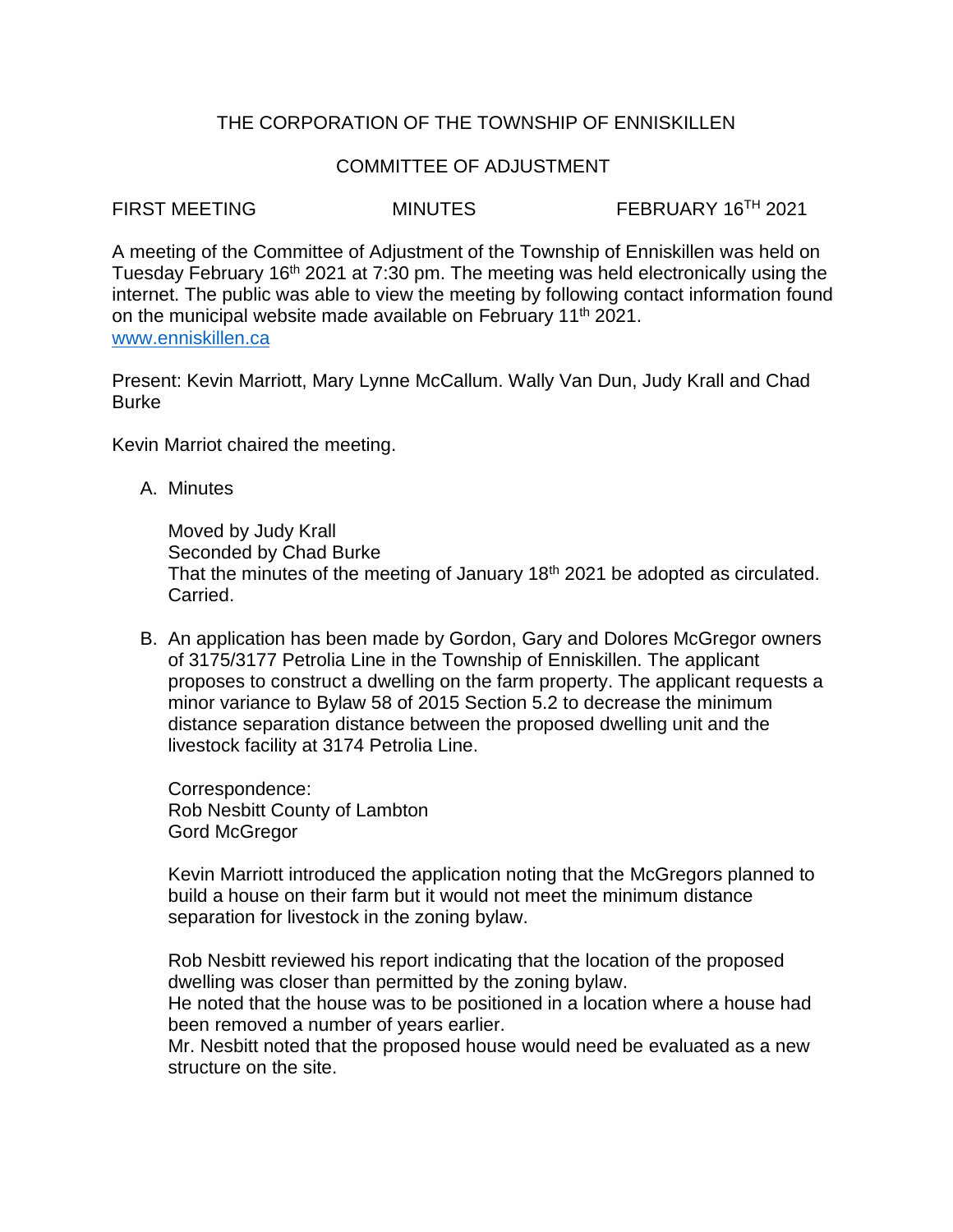# THE CORPORATION OF THE TOWNSHIP OF ENNISKILLEN

## COMMITTEE OF ADJUSTMENT

FIRST MEETING MINUTES FEBRUARY 16TH 2021

A meeting of the Committee of Adjustment of the Township of Enniskillen was held on Tuesday February 16th 2021 at 7:30 pm. The meeting was held electronically using the internet. The public was able to view the meeting by following contact information found on the municipal website made available on February 11th 2021.
[www.enniskillen.ca](http://www.enniskillen.ca)

Present: Kevin Marriott, Mary Lynne McCallum. Wally Van Dun, Judy Krall and Chad Burke

Kevin Marriot chaired the meeting.

A. Minutes

   Moved by Judy Krall
   Seconded by Chad Burke
   That the minutes of the meeting of January 18th 2021 be adopted as circulated.
   Carried.

B. An application has been made by Gordon, Gary and Dolores McGregor owners of 3175/3177 Petrolia Line in the Township of Enniskillen. The applicant proposes to construct a dwelling on the farm property. The applicant requests a minor variance to Bylaw 58 of 2015 Section 5.2 to decrease the minimum distance separation distance between the proposed dwelling unit and the livestock facility at 3174 Petrolia Line.

   Correspondence:
   Rob Nesbitt County of Lambton
   Gord McGregor

   Kevin Marriott introduced the application noting that the McGregors planned to build a house on their farm but it would not meet the minimum distance separation for livestock in the zoning bylaw.

   Rob Nesbitt reviewed his report indicating that the location of the proposed dwelling was closer than permitted by the zoning bylaw.
   He noted that the house was to be positioned in a location where a house had been removed a number of years earlier.
   Mr. Nesbitt noted that the proposed house would need be evaluated as a new structure on the site.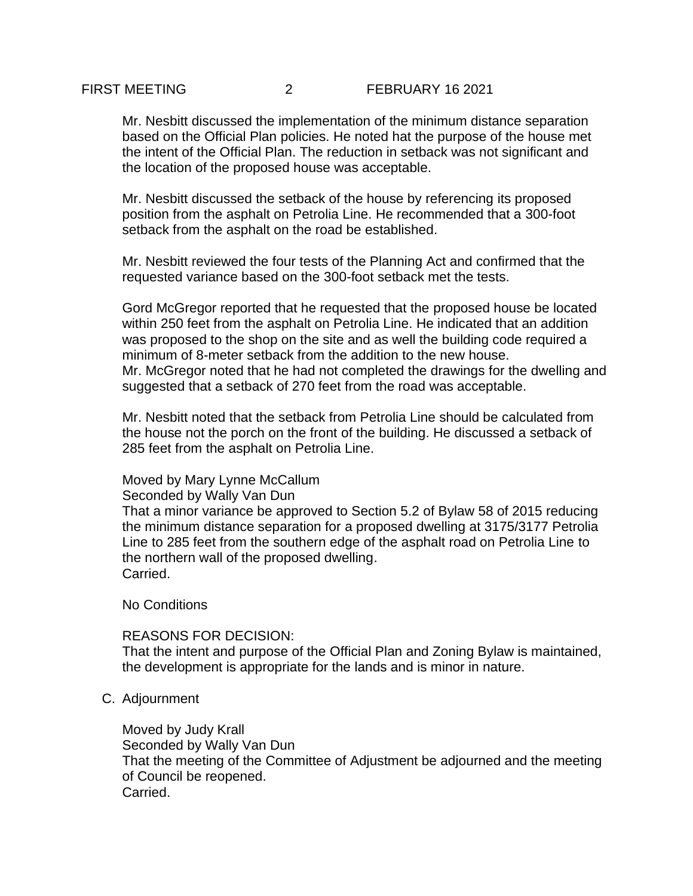Mr. Nesbitt discussed the implementation of the minimum distance separation based on the Official Plan policies. He noted hat the purpose of the house met the intent of the Official Plan. The reduction in setback was not significant and the location of the proposed house was acceptable.

Mr. Nesbitt discussed the setback of the house by referencing its proposed position from the asphalt on Petrolia Line. He recommended that a 300-foot setback from the asphalt on the road be established.

Mr. Nesbitt reviewed the four tests of the Planning Act and confirmed that the requested variance based on the 300-foot setback met the tests.

Gord McGregor reported that he requested that the proposed house be located within 250 feet from the asphalt on Petrolia Line. He indicated that an addition was proposed to the shop on the site and as well the building code required a minimum of 8-meter setback from the addition to the new house.
Mr. McGregor noted that he had not completed the drawings for the dwelling and suggested that a setback of 270 feet from the road was acceptable.

Mr. Nesbitt noted that the setback from Petrolia Line should be calculated from the house not the porch on the front of the building. He discussed a setback of 285 feet from the asphalt on Petrolia Line.

Moved by Mary Lynne McCallum
Seconded by Wally Van Dun
That a minor variance be approved to Section 5.2 of Bylaw 58 of 2015 reducing the minimum distance separation for a proposed dwelling at 3175/3177 Petrolia Line to 285 feet from the southern edge of the asphalt road on Petrolia Line to the northern wall of the proposed dwelling.
Carried.

No Conditions

REASONS FOR DECISION:
That the intent and purpose of the Official Plan and Zoning Bylaw is maintained, the development is appropriate for the lands and is minor in nature.

C. Adjournment

Moved by Judy Krall
Seconded by Wally Van Dun
That the meeting of the Committee of Adjustment be adjourned and the meeting of Council be reopened.
Carried.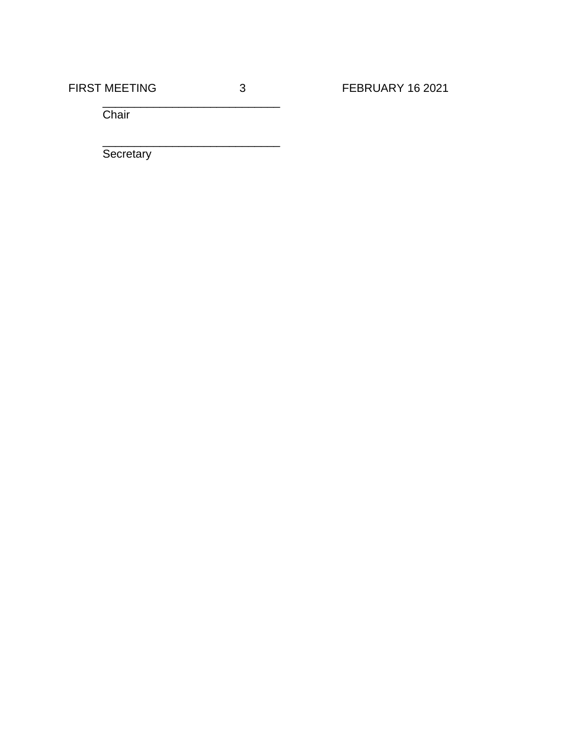\_\_\_\_\_\_\_\_\_\_\_\_\_\_\_\_\_\_\_\_\_\_\_\_\_\_\_\_\_\_
Chair

\_\_\_\_\_\_\_\_\_\_\_\_\_\_\_\_\_\_\_\_\_\_\_\_\_\_\_\_\_\_
Secretary